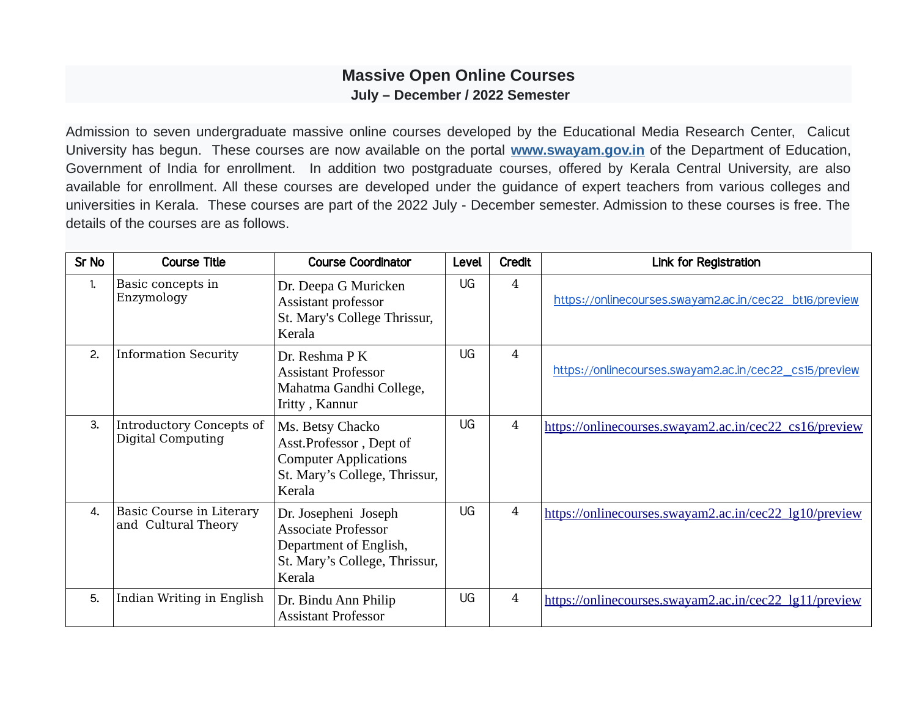# Massive Open Online Courses

## July – December / 2022 Semester

Admission to seven undergraduate massive online courses developed by the Educational Media Research Center, Calicut University has begun. These courses are now available on the portal **www.swayam.gov.in** of the Department of Education, Government of India for enrollment. In addition two postgraduate courses, offered by Kerala Central University, are also available for enrollment. All these courses are developed under the guidance of expert teachers from various colleges and universities in Kerala. These courses are part of the 2022 July - December semester. Admission to these courses is free. The details of the courses are as follows.

| Sr No | Course Title | Course Coordinator | Level | Credit | Link for Registration |
|---|---|---|---|---|---|
| 1. | Basic concepts in Enzymology | Dr. Deepa G Muricken<br>Assistant professor<br>St. Mary's College Thrissur, Kerala | UG | 4 | https://onlinecourses.swayam2.ac.in/cec22_bt16/preview |
| 2. | Information Security | Dr. Reshma P K<br>Assistant Professor<br>Mahatma Gandhi College, Iritty , Kannur | UG | 4 | https://onlinecourses.swayam2.ac.in/cec22_cs15/preview |
| 3. | Introductory Concepts of Digital Computing | Ms. Betsy Chacko<br>Asst.Professor , Dept of Computer Applications<br>St. Mary's College, Thrissur, Kerala | UG | 4 | https://onlinecourses.swayam2.ac.in/cec22_cs16/preview |
| 4. | Basic Course in Literary and Cultural Theory | Dr. Josepheni Joseph<br>Associate Professor<br>Department of English,<br>St. Mary's College, Thrissur, Kerala | UG | 4 | https://onlinecourses.swayam2.ac.in/cec22_lg10/preview |
| 5. | Indian Writing in English | Dr. Bindu Ann Philip<br>Assistant Professor | UG | 4 | https://onlinecourses.swayam2.ac.in/cec22_lg11/preview |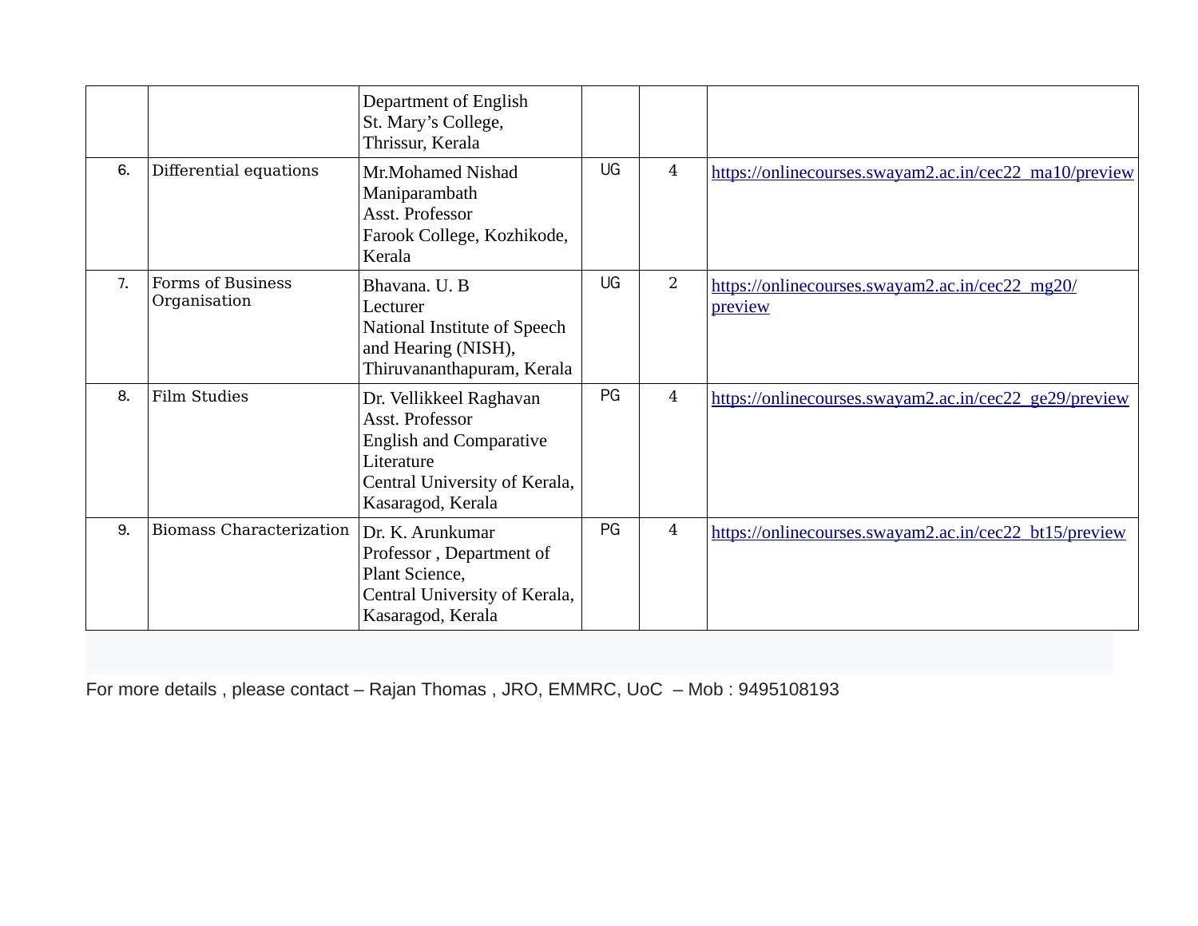| | | | | | |
|---|---|---|---|---|---|
| | | Department of English<br>St. Mary's College,<br>Thrissur, Kerala | | | |
| 6. | Differential equations | Mr.Mohamed Nishad Maniparambath<br>Asst. Professor<br>Farook College, Kozhikode, Kerala | UG | 4 | https://onlinecourses.swayam2.ac.in/cec22_ma10/preview |
| 7. | Forms of Business Organisation | Bhavana. U. B<br>Lecturer<br>National Institute of Speech and Hearing (NISH), Thiruvananthapuram, Kerala | UG | 2 | https://onlinecourses.swayam2.ac.in/cec22_mg20/preview |
| 8. | Film Studies | Dr. Vellikkeel Raghavan<br>Asst. Professor<br>English and Comparative Literature<br>Central University of Kerala, Kasaragod, Kerala | PG | 4 | https://onlinecourses.swayam2.ac.in/cec22_ge29/preview |
| 9. | Biomass Characterization | Dr. K. Arunkumar<br>Professor , Department of Plant Science,<br>Central University of Kerala, Kasaragod, Kerala | PG | 4 | https://onlinecourses.swayam2.ac.in/cec22_bt15/preview |

For more details , please contact – Rajan Thomas , JRO, EMMRC, UoC – Mob : 9495108193